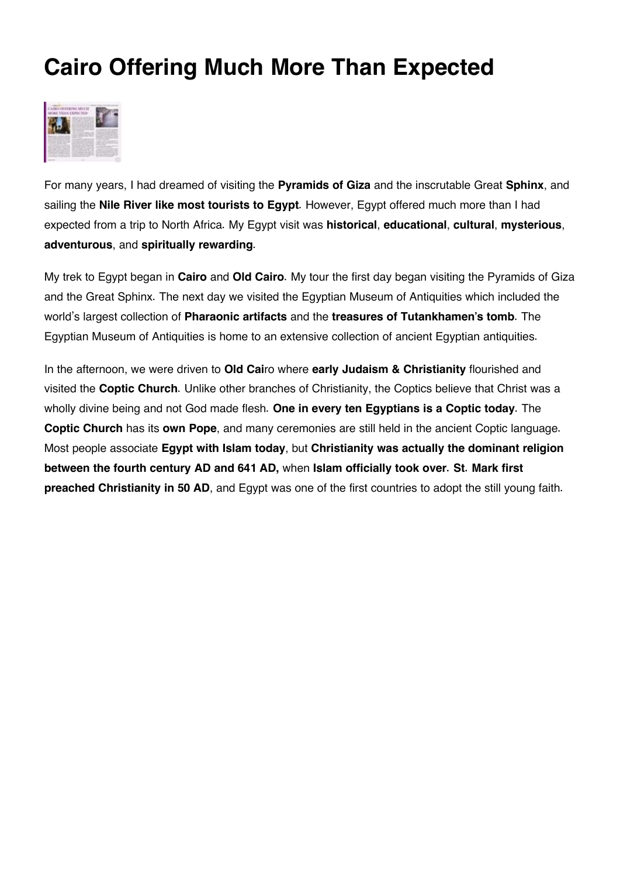# Cairo Offering Much More Than Expected

For many years, I had dreamed of visiting the **Pyramids of Giza** and the inscrutable Great **Sphinx**, and sailing the **Nile River like most tourists to Egypt**. However, Egypt offered much more than I had expected from a trip to North Africa. My Egypt visit was **historical**, **educational**, **cultural**, **mysterious**, **adventurous**, and **spiritually rewarding**.

My trek to Egypt began in **Cairo** and **Old Cairo**. My tour the first day began visiting the Pyramids of Giza and the Great Sphinx. The next day we visited the Egyptian Museum of Antiquities which included the world's largest collection of **Pharaonic artifacts** and the **treasures of Tutankhamen's tomb**. The Egyptian Museum of Antiquities is home to an extensive collection of ancient Egyptian antiquities.

In the afternoon, we were driven to **Old Cai**ro where **early Judaism & Christianity** flourished and visited the **Coptic Church**. Unlike other branches of Christianity, the Coptics believe that Christ was a wholly divine being and not God made flesh. **One in every ten Egyptians is a Coptic today**. The **Coptic Church** has its **own Pope**, and many ceremonies are still held in the ancient Coptic language. Most people associate **Egypt with Islam today**, but **Christianity was actually the dominant religion between the fourth century AD and 641 AD,** when **Islam officially took over**. **St. Mark first preached Christianity in 50 AD**, and Egypt was one of the first countries to adopt the still young faith.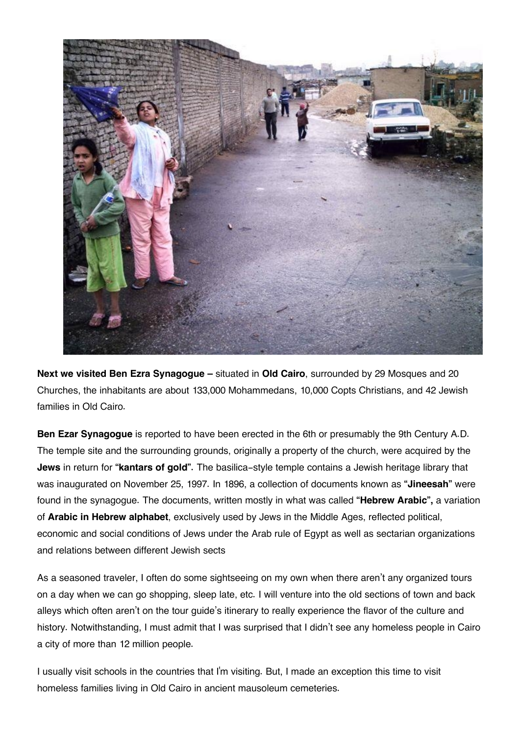**Next we visited Ben Ezra Synagogue –** situated in **Old Cairo**, surrounded by 29 Mosques and 20 Churches, the inhabitants are about 133,000 Mohammedans, 10,000 Copts Christians, and 42 Jewish families in Old Cairo.

**Ben Ezar Synagogue** is reported to have been erected in the 6th or presumably the 9th Century A.D. The temple site and the surrounding grounds, originally a property of the church, were acquired by the **Jews** in return for **"kantars of gold"**. The basilica-style temple contains a Jewish heritage library that was inaugurated on November 25, 1997. In 1896, a collection of documents known as **"Jineesah"** were found in the synagogue. The documents, written mostly in what was called **"Hebrew Arabic",** a variation of **Arabic in Hebrew alphabet**, exclusively used by Jews in the Middle Ages, reflected political, economic and social conditions of Jews under the Arab rule of Egypt as well as sectarian organizations and relations between different Jewish sects

As a seasoned traveler, I often do some sightseeing on my own when there aren't any organized tours on a day when we can go shopping, sleep late, etc. I will venture into the old sections of town and back alleys which often aren't on the tour guide's itinerary to really experience the flavor of the culture and history. Notwithstanding, I must admit that I was surprised that I didn't see any homeless people in Cairo a city of more than 12 million people.

I usually visit schools in the countries that I'm visiting. But, I made an exception this time to visit homeless families living in Old Cairo in ancient mausoleum cemeteries.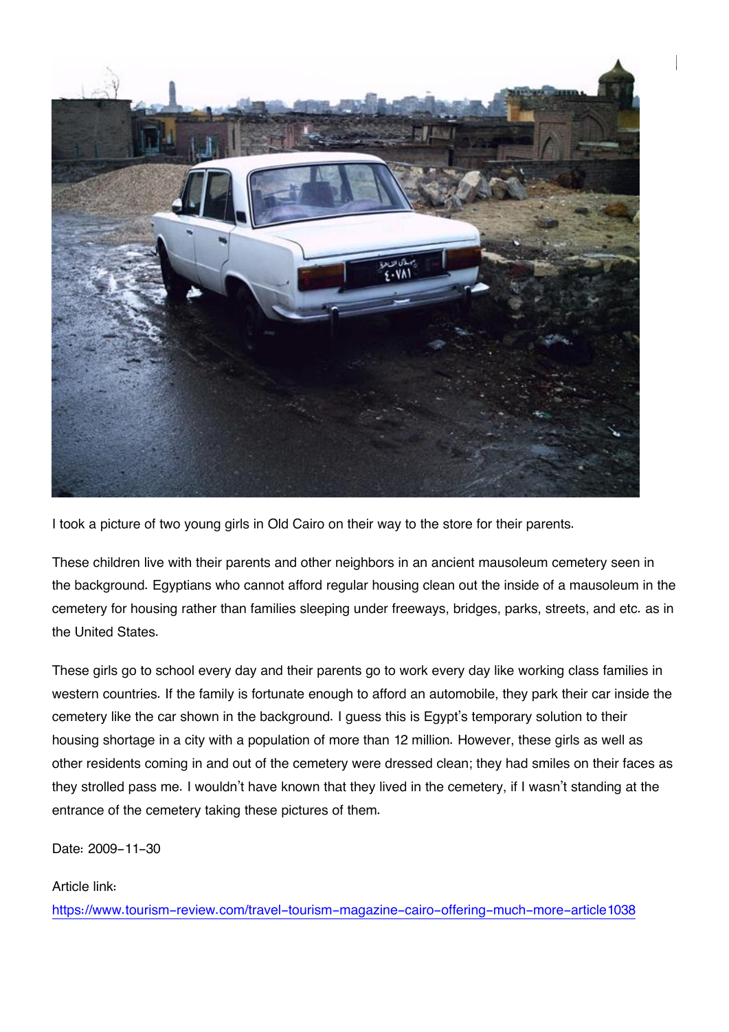I took a picture of two young girls in Old Cairo on their way to the store for their parents.

These children live with their parents and other neighbors in an ancient mausoleum cemetery seen in the background. Egyptians who cannot afford regular housing clean out the inside of a mausoleum in the cemetery for housing rather than families sleeping under freeways, bridges, parks, streets, and etc. as in the United States.

These girls go to school every day and their parents go to work every day like working class families in western countries. If the family is fortunate enough to afford an automobile, they park their car inside the cemetery like the car shown in the background. I guess this is Egypt's temporary solution to their housing shortage in a city with a population of more than 12 million. However, these girls as well as other residents coming in and out of the cemetery were dressed clean; they had smiles on their faces as they strolled pass me. I wouldn't have known that they lived in the cemetery, if I wasn't standing at the entrance of the cemetery taking these pictures of them.

Date: 2009-11-30

Article link:
https://www.tourism-review.com/travel-tourism-magazine-cairo-offering-much-more-article1038